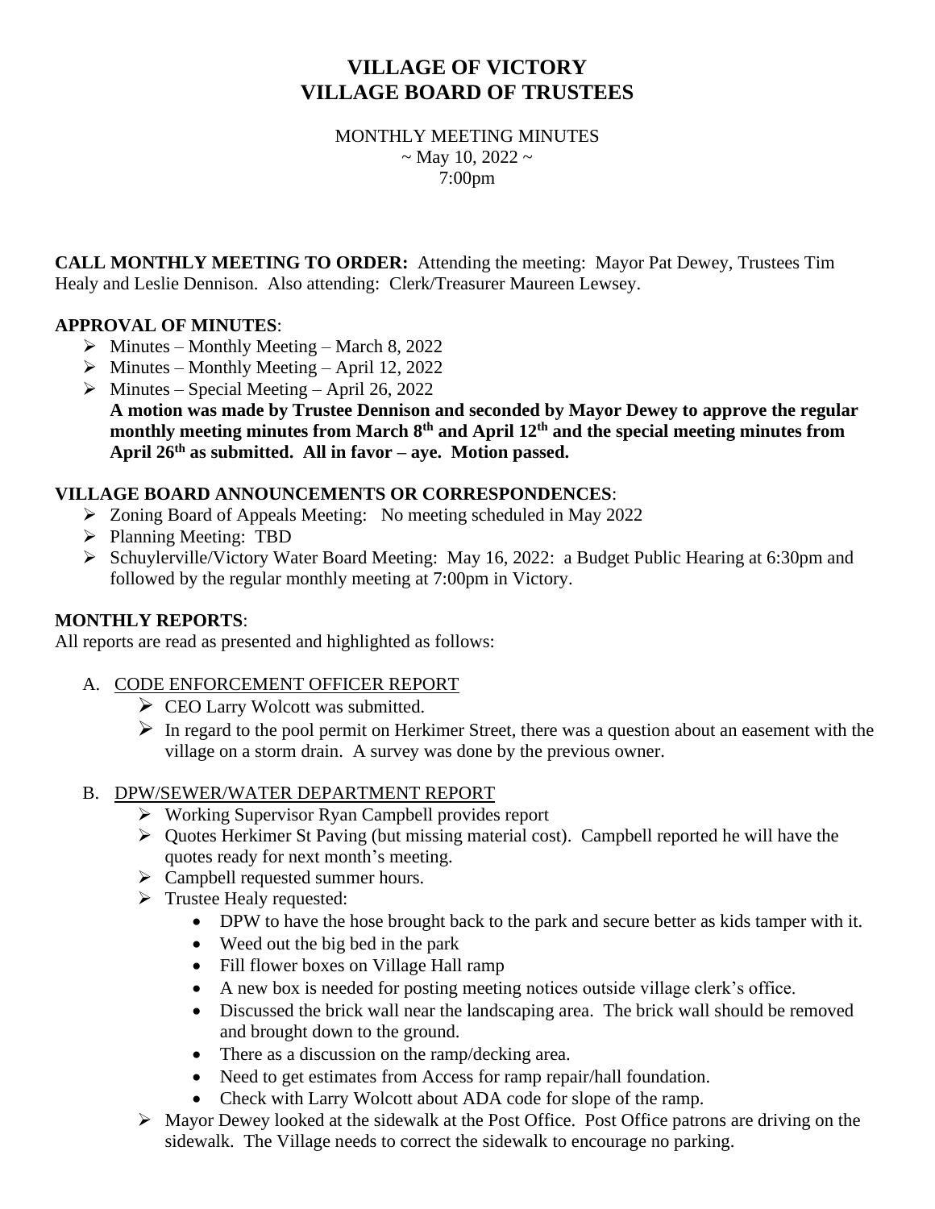# VILLAGE OF VICTORY
# VILLAGE BOARD OF TRUSTEES

MONTHLY MEETING MINUTES
~ May 10, 2022 ~
7:00pm

**CALL MONTHLY MEETING TO ORDER:** Attending the meeting: Mayor Pat Dewey, Trustees Tim Healy and Leslie Dennison. Also attending: Clerk/Treasurer Maureen Lewsey.

## APPROVAL OF MINUTES:

- Minutes – Monthly Meeting – March 8, 2022
- Minutes – Monthly Meeting – April 12, 2022
- Minutes – Special Meeting – April 26, 2022
  **A motion was made by Trustee Dennison and seconded by Mayor Dewey to approve the regular monthly meeting minutes from March 8th and April 12th and the special meeting minutes from April 26th as submitted. All in favor – aye. Motion passed.**

## VILLAGE BOARD ANNOUNCEMENTS OR CORRESPONDENCES:

- Zoning Board of Appeals Meeting: No meeting scheduled in May 2022
- Planning Meeting: TBD
- Schuylerville/Victory Water Board Meeting: May 16, 2022: a Budget Public Hearing at 6:30pm and followed by the regular monthly meeting at 7:00pm in Victory.

## MONTHLY REPORTS:

All reports are read as presented and highlighted as follows:

A. CODE ENFORCEMENT OFFICER REPORT
   - CEO Larry Wolcott was submitted.
   - In regard to the pool permit on Herkimer Street, there was a question about an easement with the village on a storm drain. A survey was done by the previous owner.

B. DPW/SEWER/WATER DEPARTMENT REPORT
   - Working Supervisor Ryan Campbell provides report
   - Quotes Herkimer St Paving (but missing material cost). Campbell reported he will have the quotes ready for next month's meeting.
   - Campbell requested summer hours.
   - Trustee Healy requested:
     - DPW to have the hose brought back to the park and secure better as kids tamper with it.
     - Weed out the big bed in the park
     - Fill flower boxes on Village Hall ramp
     - A new box is needed for posting meeting notices outside village clerk's office.
     - Discussed the brick wall near the landscaping area. The brick wall should be removed and brought down to the ground.
     - There as a discussion on the ramp/decking area.
     - Need to get estimates from Access for ramp repair/hall foundation.
     - Check with Larry Wolcott about ADA code for slope of the ramp.
   - Mayor Dewey looked at the sidewalk at the Post Office. Post Office patrons are driving on the sidewalk. The Village needs to correct the sidewalk to encourage no parking.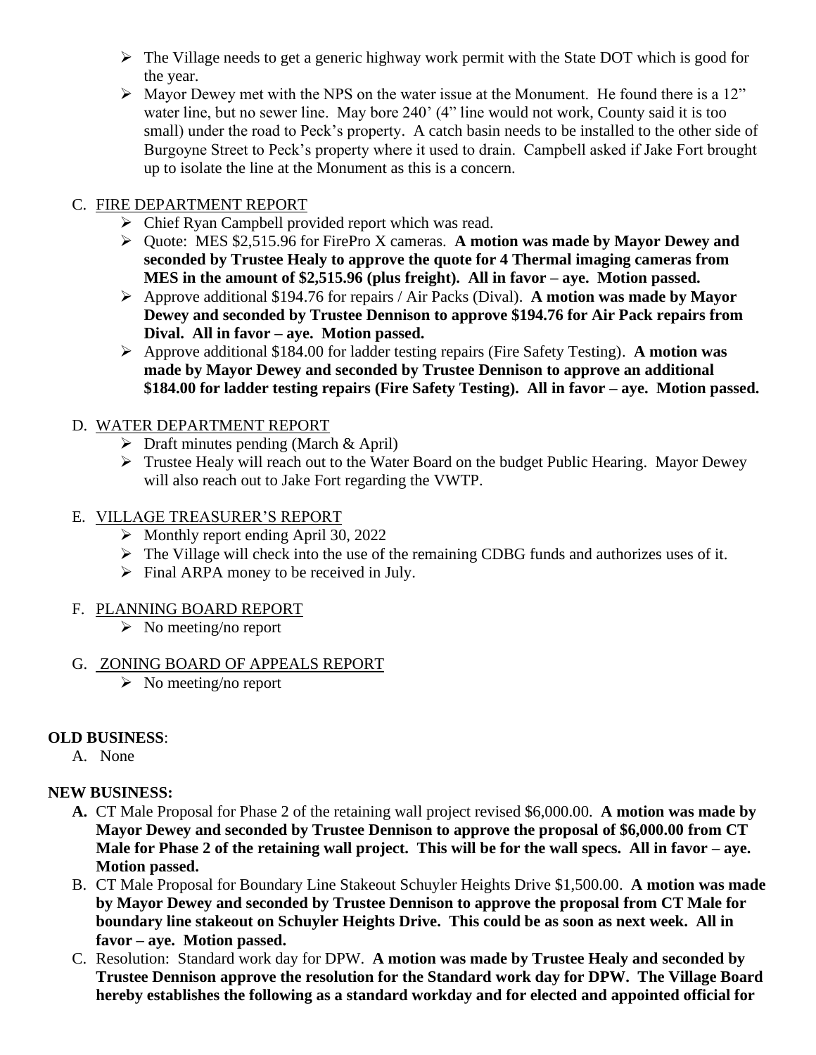- The Village needs to get a generic highway work permit with the State DOT which is good for the year.
- Mayor Dewey met with the NPS on the water issue at the Monument. He found there is a 12" water line, but no sewer line. May bore 240' (4" line would not work, County said it is too small) under the road to Peck's property. A catch basin needs to be installed to the other side of Burgoyne Street to Peck's property where it used to drain. Campbell asked if Jake Fort brought up to isolate the line at the Monument as this is a concern.

C. FIRE DEPARTMENT REPORT

- Chief Ryan Campbell provided report which was read.
- Quote: MES $2,515.96 for FirePro X cameras. **A motion was made by Mayor Dewey and seconded by Trustee Healy to approve the quote for 4 Thermal imaging cameras from MES in the amount of $2,515.96 (plus freight). All in favor – aye. Motion passed.**
- Approve additional $194.76 for repairs / Air Packs (Dival). **A motion was made by Mayor Dewey and seconded by Trustee Dennison to approve $194.76 for Air Pack repairs from Dival. All in favor – aye. Motion passed.**
- Approve additional $184.00 for ladder testing repairs (Fire Safety Testing). **A motion was made by Mayor Dewey and seconded by Trustee Dennison to approve an additional $184.00 for ladder testing repairs (Fire Safety Testing). All in favor – aye. Motion passed.**

D. WATER DEPARTMENT REPORT

- Draft minutes pending (March & April)
- Trustee Healy will reach out to the Water Board on the budget Public Hearing. Mayor Dewey will also reach out to Jake Fort regarding the VWTP.

E. VILLAGE TREASURER'S REPORT

- Monthly report ending April 30, 2022
- The Village will check into the use of the remaining CDBG funds and authorizes uses of it.
- Final ARPA money to be received in July.

F. PLANNING BOARD REPORT

- No meeting/no report

G. ZONING BOARD OF APPEALS REPORT

- No meeting/no report

**OLD BUSINESS**:

A. None

**NEW BUSINESS:**

**A.** CT Male Proposal for Phase 2 of the retaining wall project revised $6,000.00. **A motion was made by Mayor Dewey and seconded by Trustee Dennison to approve the proposal of $6,000.00 from CT Male for Phase 2 of the retaining wall project. This will be for the wall specs. All in favor – aye. Motion passed.**

B. CT Male Proposal for Boundary Line Stakeout Schuyler Heights Drive $1,500.00. **A motion was made by Mayor Dewey and seconded by Trustee Dennison to approve the proposal from CT Male for boundary line stakeout on Schuyler Heights Drive. This could be as soon as next week. All in favor – aye. Motion passed.**

C. Resolution: Standard work day for DPW. **A motion was made by Trustee Healy and seconded by Trustee Dennison approve the resolution for the Standard work day for DPW. The Village Board hereby establishes the following as a standard workday and for elected and appointed official for**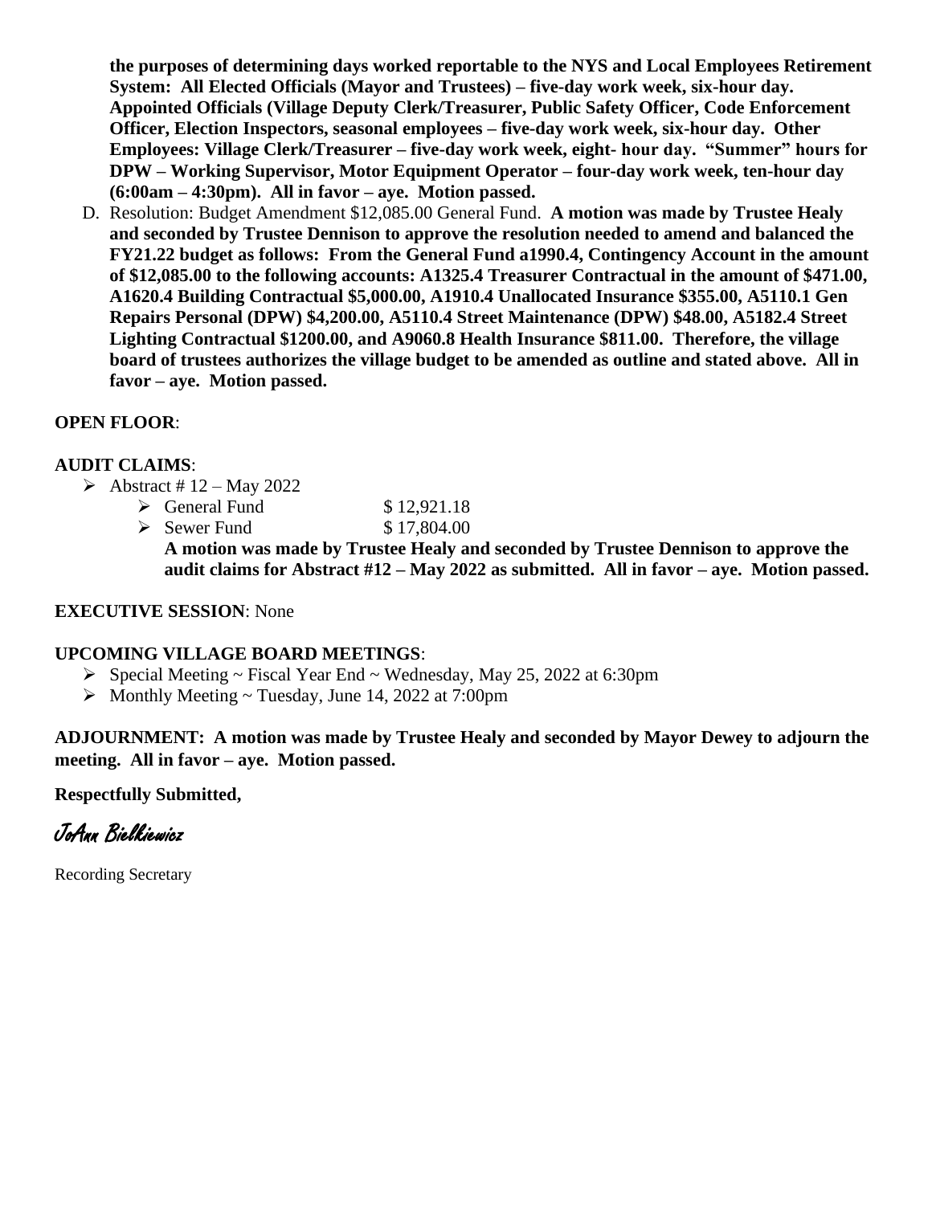**the purposes of determining days worked reportable to the NYS and Local Employees Retirement System: All Elected Officials (Mayor and Trustees) – five-day work week, six-hour day. Appointed Officials (Village Deputy Clerk/Treasurer, Public Safety Officer, Code Enforcement Officer, Election Inspectors, seasonal employees – five-day work week, six-hour day. Other Employees: Village Clerk/Treasurer – five-day work week, eight- hour day. "Summer" hours for DPW – Working Supervisor, Motor Equipment Operator – four-day work week, ten-hour day (6:00am – 4:30pm). All in favor – aye. Motion passed.**

D. Resolution: Budget Amendment $12,085.00 General Fund. **A motion was made by Trustee Healy and seconded by Trustee Dennison to approve the resolution needed to amend and balanced the FY21.22 budget as follows: From the General Fund a1990.4, Contingency Account in the amount of $12,085.00 to the following accounts: A1325.4 Treasurer Contractual in the amount of $471.00, A1620.4 Building Contractual $5,000.00, A1910.4 Unallocated Insurance $355.00, A5110.1 Gen Repairs Personal (DPW) $4,200.00, A5110.4 Street Maintenance (DPW) $48.00, A5182.4 Street Lighting Contractual $1200.00, and A9060.8 Health Insurance $811.00. Therefore, the village board of trustees authorizes the village budget to be amended as outline and stated above. All in favor – aye. Motion passed.**

**OPEN FLOOR**:

**AUDIT CLAIMS**:

- Abstract # 12 – May 2022
  - General Fund $ 12,921.18
  - Sewer Fund $ 17,804.00

  **A motion was made by Trustee Healy and seconded by Trustee Dennison to approve the audit claims for Abstract #12 – May 2022 as submitted. All in favor – aye. Motion passed.**

**EXECUTIVE SESSION**: None

**UPCOMING VILLAGE BOARD MEETINGS**:

- Special Meeting ~ Fiscal Year End ~ Wednesday, May 25, 2022 at 6:30pm
- Monthly Meeting ~ Tuesday, June 14, 2022 at 7:00pm

**ADJOURNMENT: A motion was made by Trustee Healy and seconded by Mayor Dewey to adjourn the meeting. All in favor – aye. Motion passed.**

**Respectfully Submitted,**

*JoAnn Bielkiewicz*

Recording Secretary